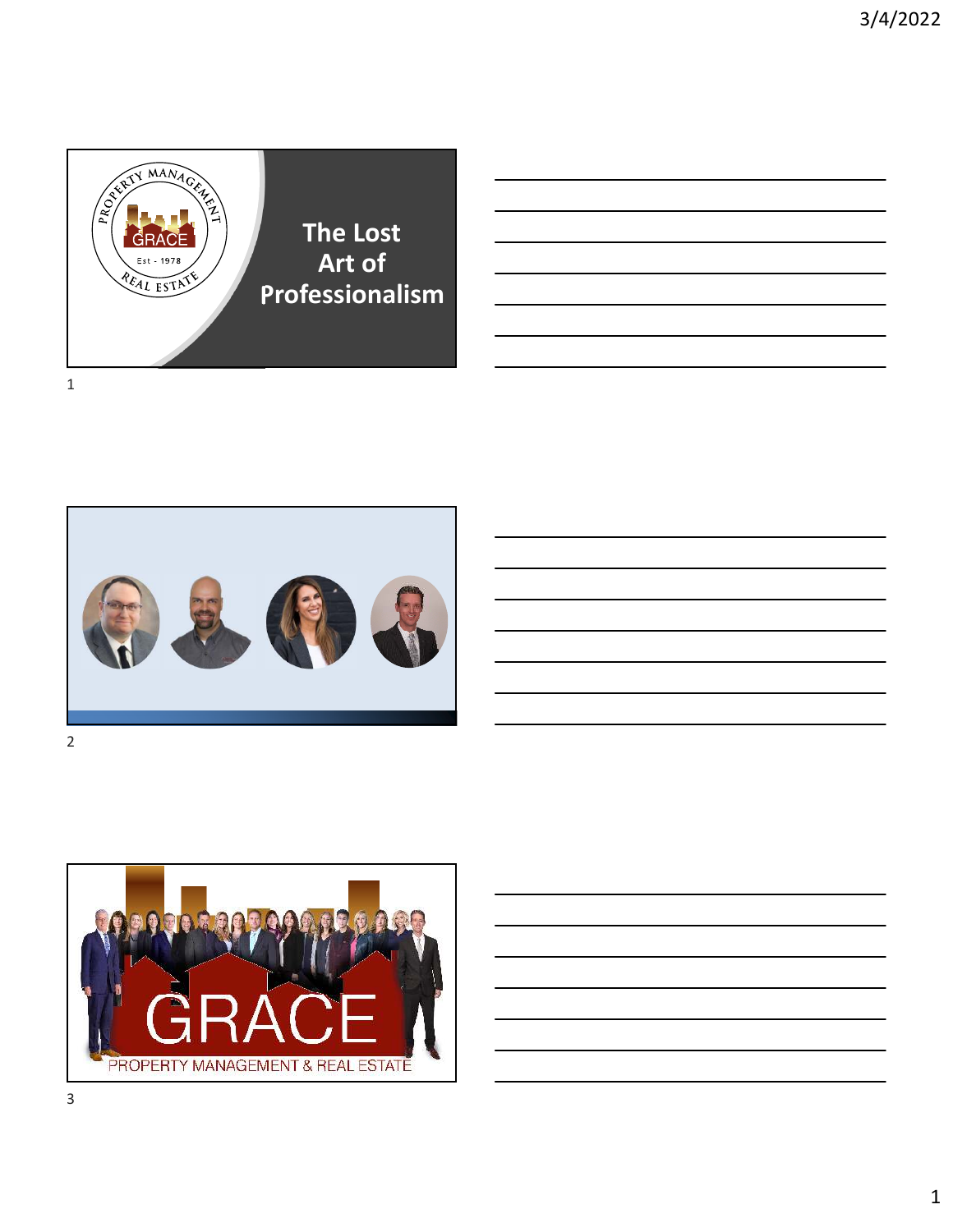# The Lost Art of Professionalism

PROPERTY MANAGEMENT

GRACE

Est - 1978

REAL ESTATE

GRACE

PROPERTY MANAGEMENT & REAL ESTATE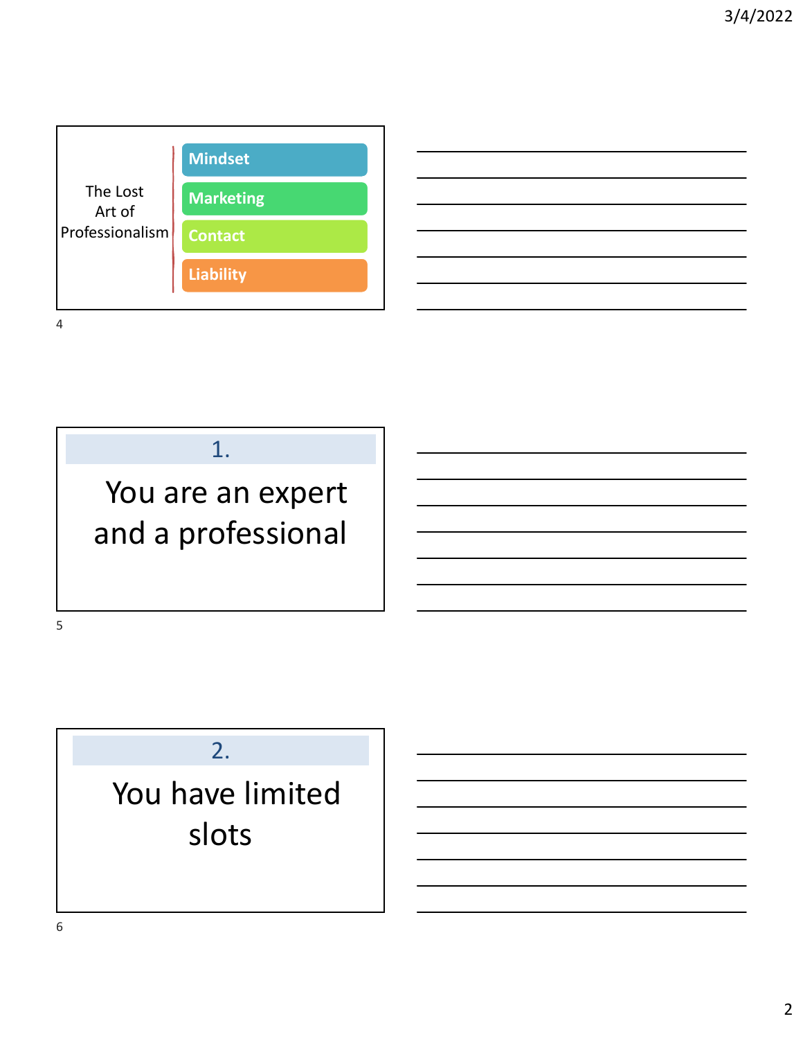The Lost Art of Professionalism

- Mindset
- Marketing
- Contact
- Liability

## 1.

You are an expert and a professional

## 2.

You have limited slots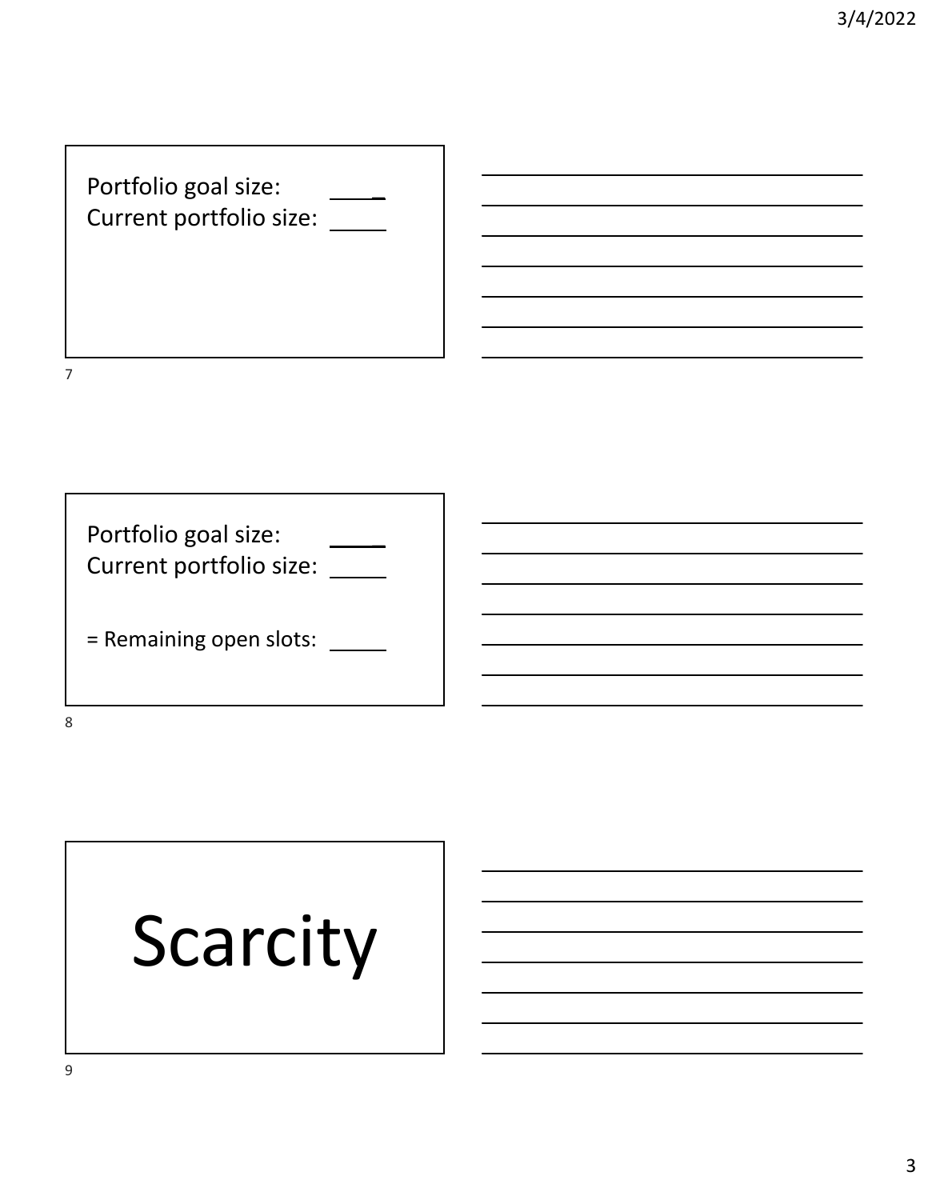Portfolio goal size: _____
Current portfolio size: _____

---

Portfolio goal size: _____
Current portfolio size: _____

= Remaining open slots: _____

---

# Scarcity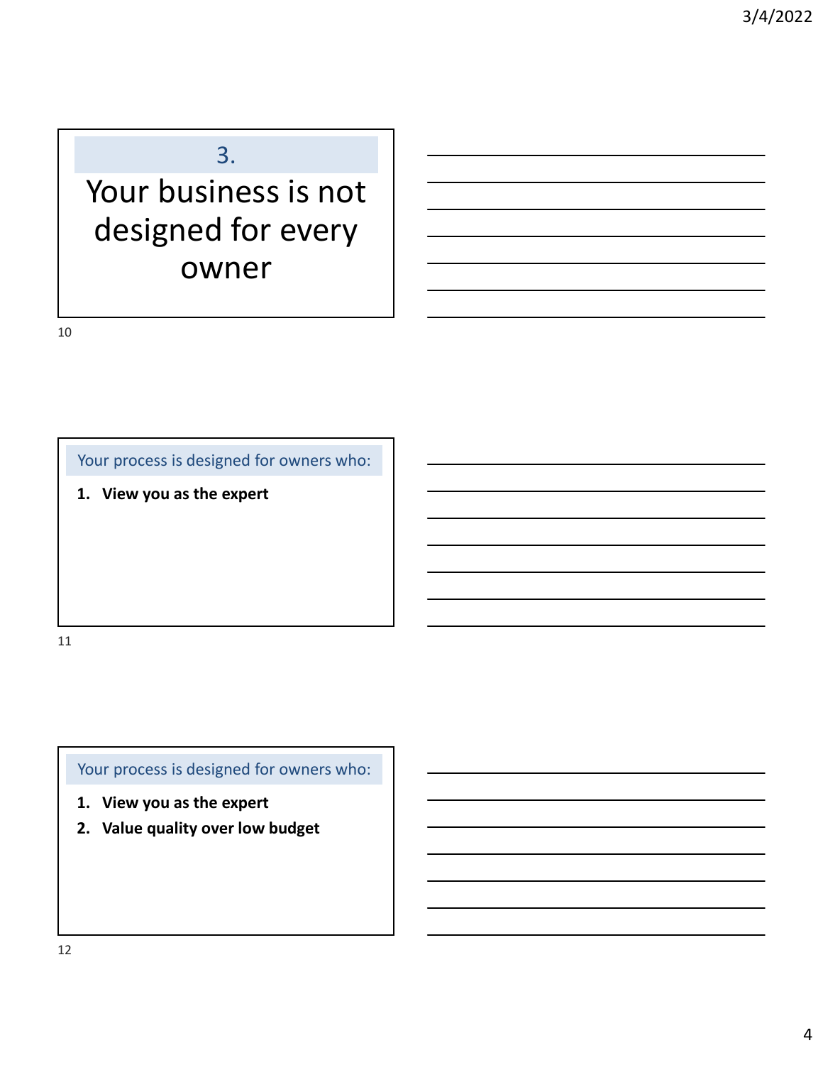## 3.

# Your business is not designed for every owner

### Your process is designed for owners who:

1. **View you as the expert**

### Your process is designed for owners who:

1. **View you as the expert**
2. **Value quality over low budget**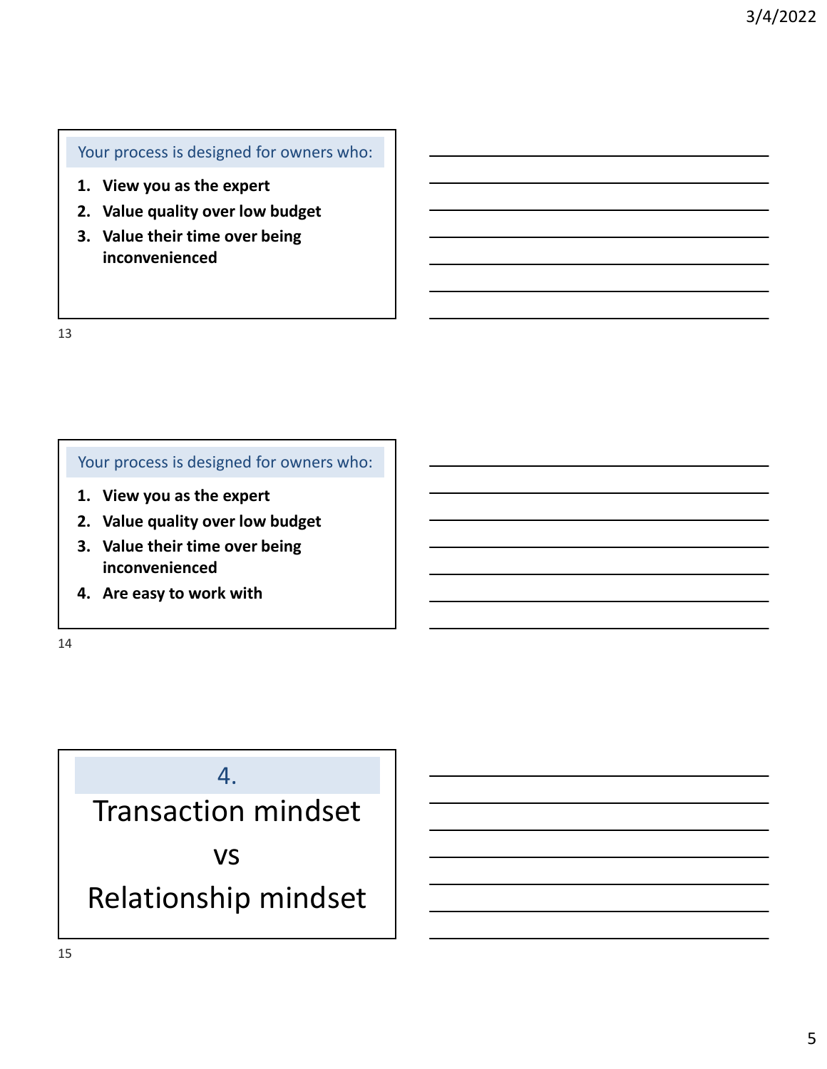## Your process is designed for owners who:

1. **View you as the expert**
2. **Value quality over low budget**
3. **Value their time over being inconvenienced**

## Your process is designed for owners who:

1. **View you as the expert**
2. **Value quality over low budget**
3. **Value their time over being inconvenienced**
4. **Are easy to work with**

## 4.

# Transaction mindset

# vs

# Relationship mindset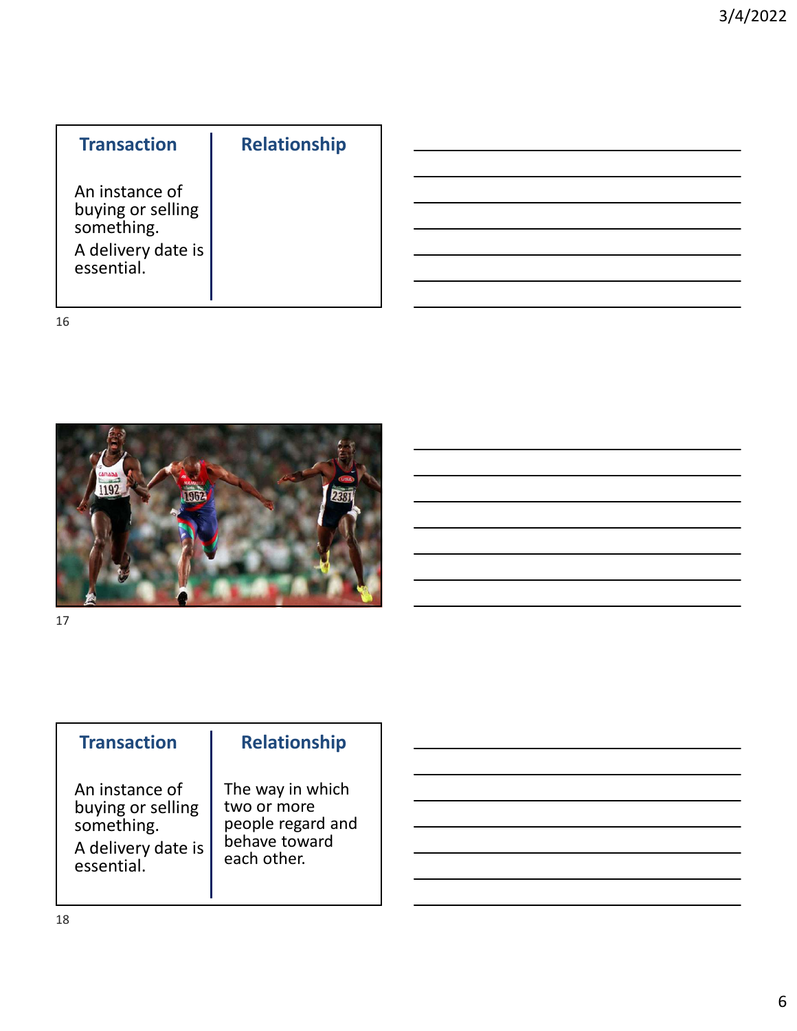| Transaction | Relationship |
| --- | --- |
| An instance of buying or selling something.<br>A delivery date is essential. | |

| Transaction | Relationship |
| --- | --- |
| An instance of buying or selling something.<br>A delivery date is essential. | The way in which two or more people regard and behave toward each other. |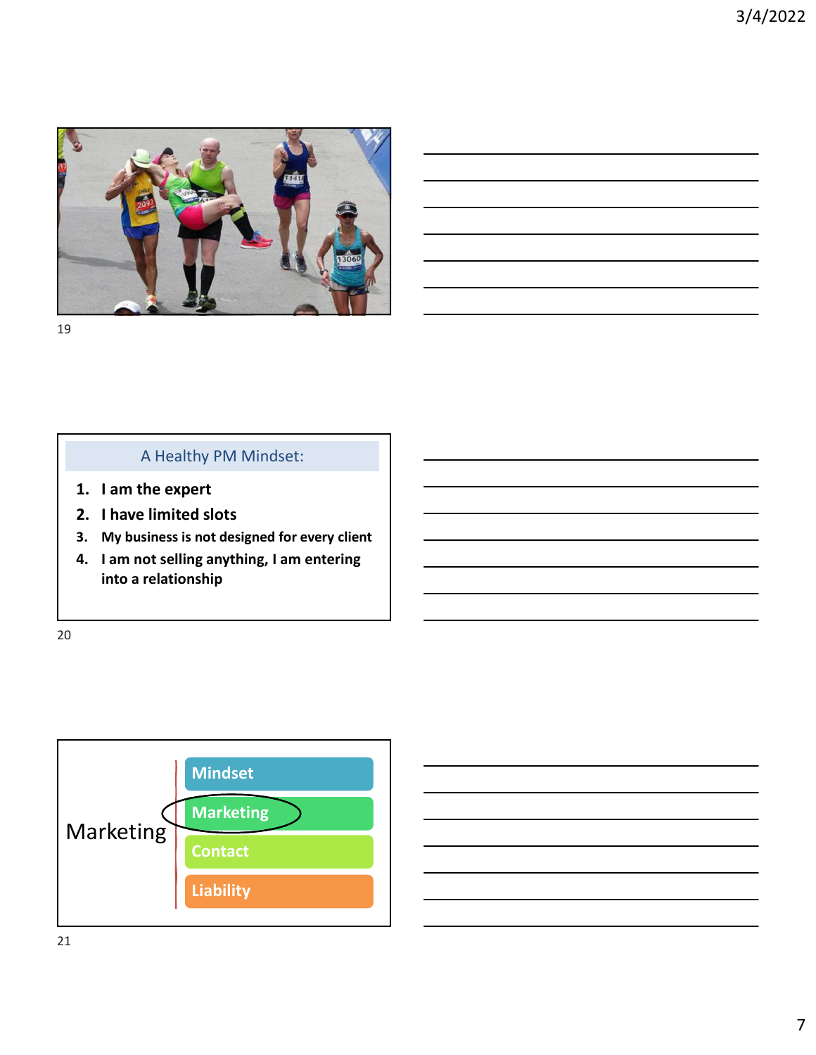## A Healthy PM Mindset:

1. **I am the expert**
2. **I have limited slots**
3. **My business is not designed for every client**
4. **I am not selling anything, I am entering into a relationship**

Marketing

- Mindset
- Marketing
- Contact
- Liability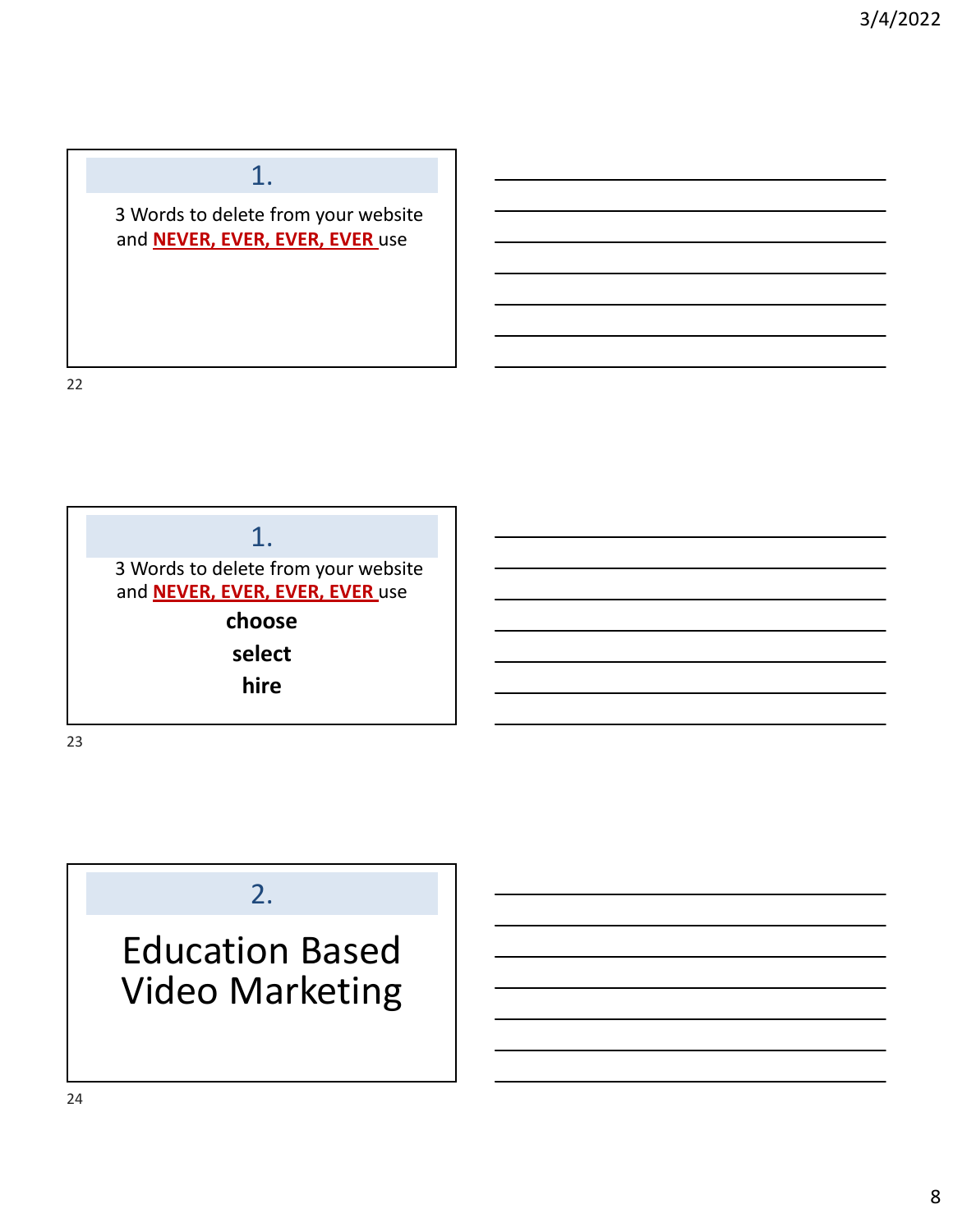## 1.

3 Words to delete from your website and **NEVER, EVER, EVER, EVER** use

## 1.

3 Words to delete from your website and **NEVER, EVER, EVER, EVER** use

**choose**

**select**

**hire**

## 2.

# Education Based Video Marketing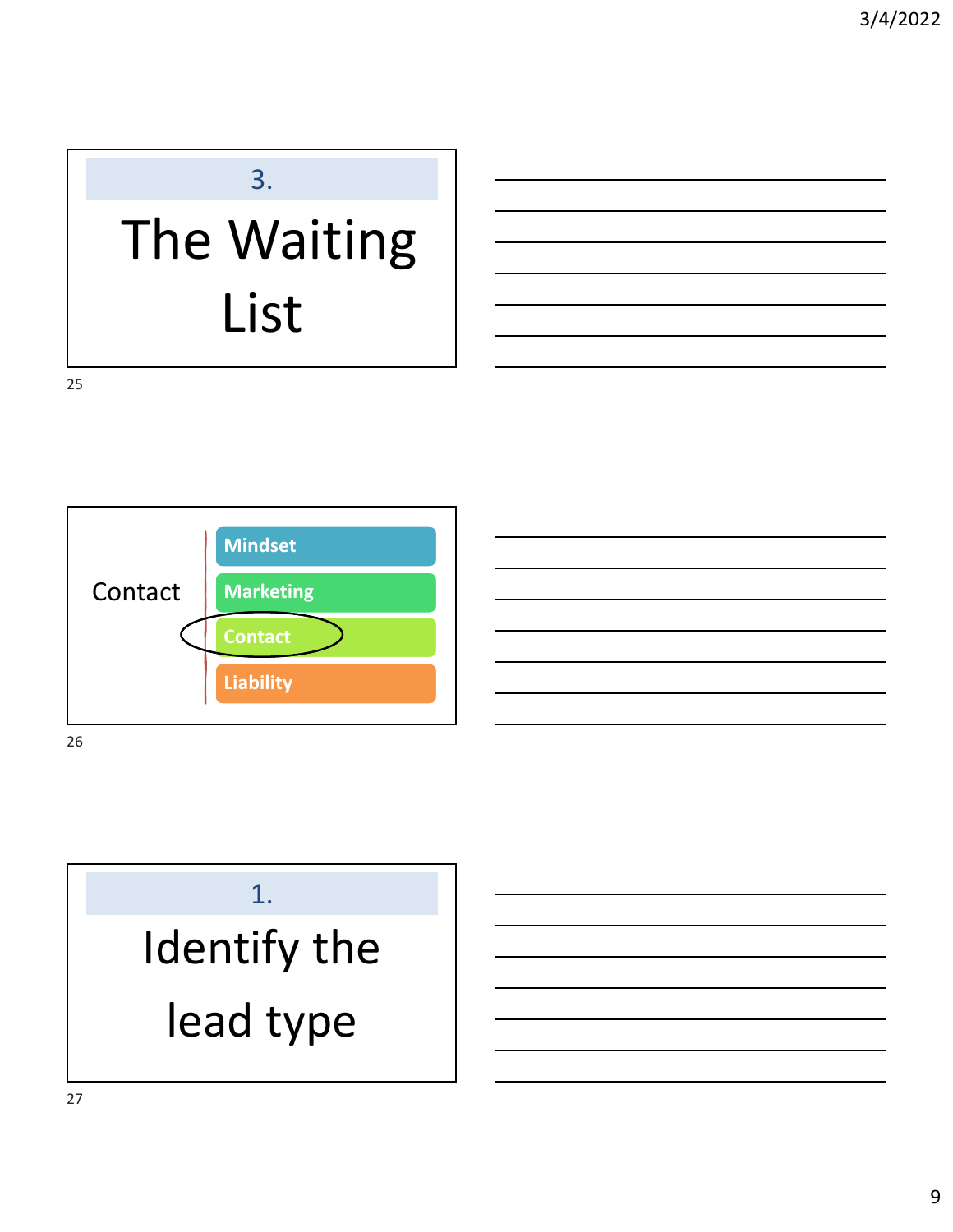## 3.

# The Waiting List

Contact

- Mindset
- Marketing
- Contact
- Liability

## 1.

# Identify the lead type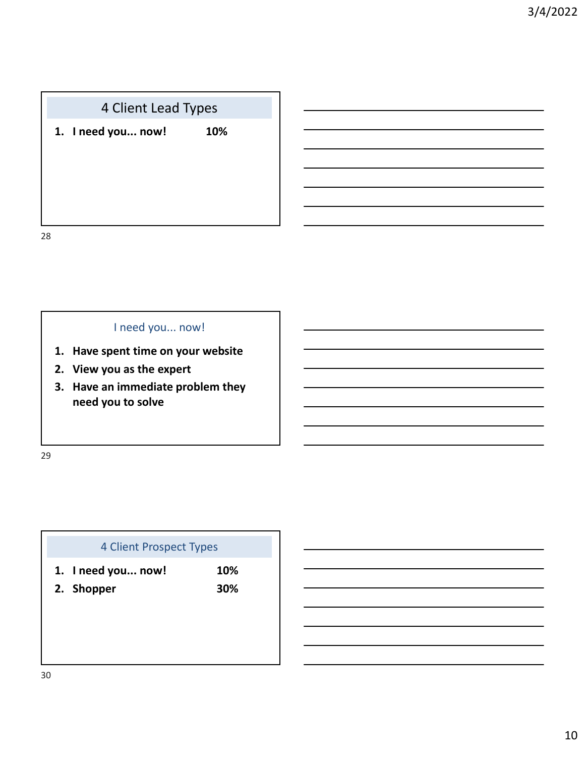## 4 Client Lead Types

1. **I need you... now!** **10%**

## I need you... now!

1. **Have spent time on your website**
2. **View you as the expert**
3. **Have an immediate problem they need you to solve**

## 4 Client Prospect Types

1. **I need you... now!** **10%**
2. **Shopper** **30%**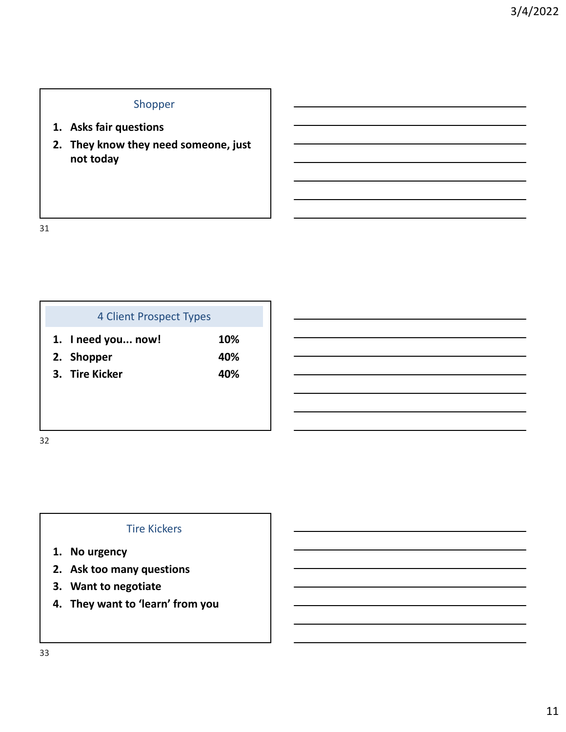## Shopper

1. **Asks fair questions**
2. **They know they need someone, just not today**

## 4 Client Prospect Types

| | | |
|---|---|---|
| 1. | **I need you... now!** | **10%** |
| 2. | **Shopper** | **40%** |
| 3. | **Tire Kicker** | **40%** |

## Tire Kickers

1. **No urgency**
2. **Ask too many questions**
3. **Want to negotiate**
4. **They want to 'learn' from you**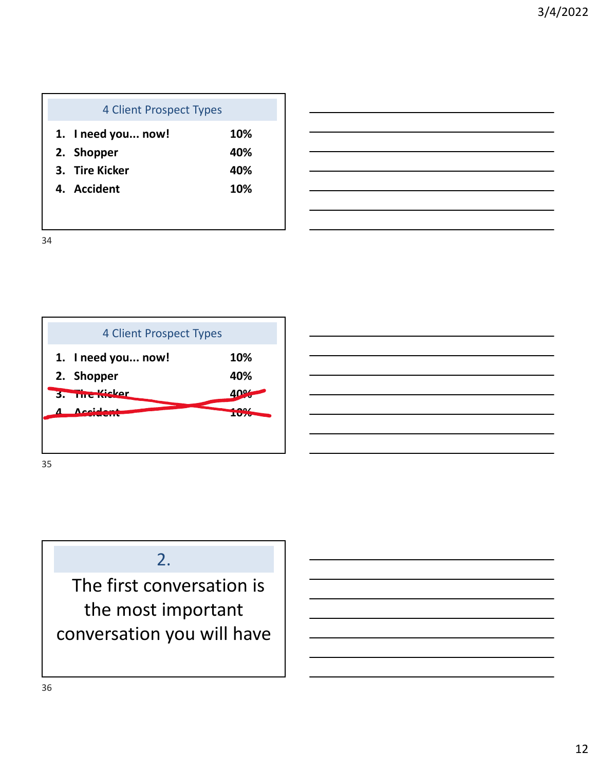## 4 Client Prospect Types

1. **I need you... now!** **10%**
2. **Shopper** **40%**
3. **Tire Kicker** **40%**
4. **Accident** **10%**

## 4 Client Prospect Types

1. **I need you... now!** **10%**
2. **Shopper** **40%**
3. ~~**Tire Kicker** **40%**~~
4. ~~**Accident** **10%**~~

## 2.

The first conversation is the most important conversation you will have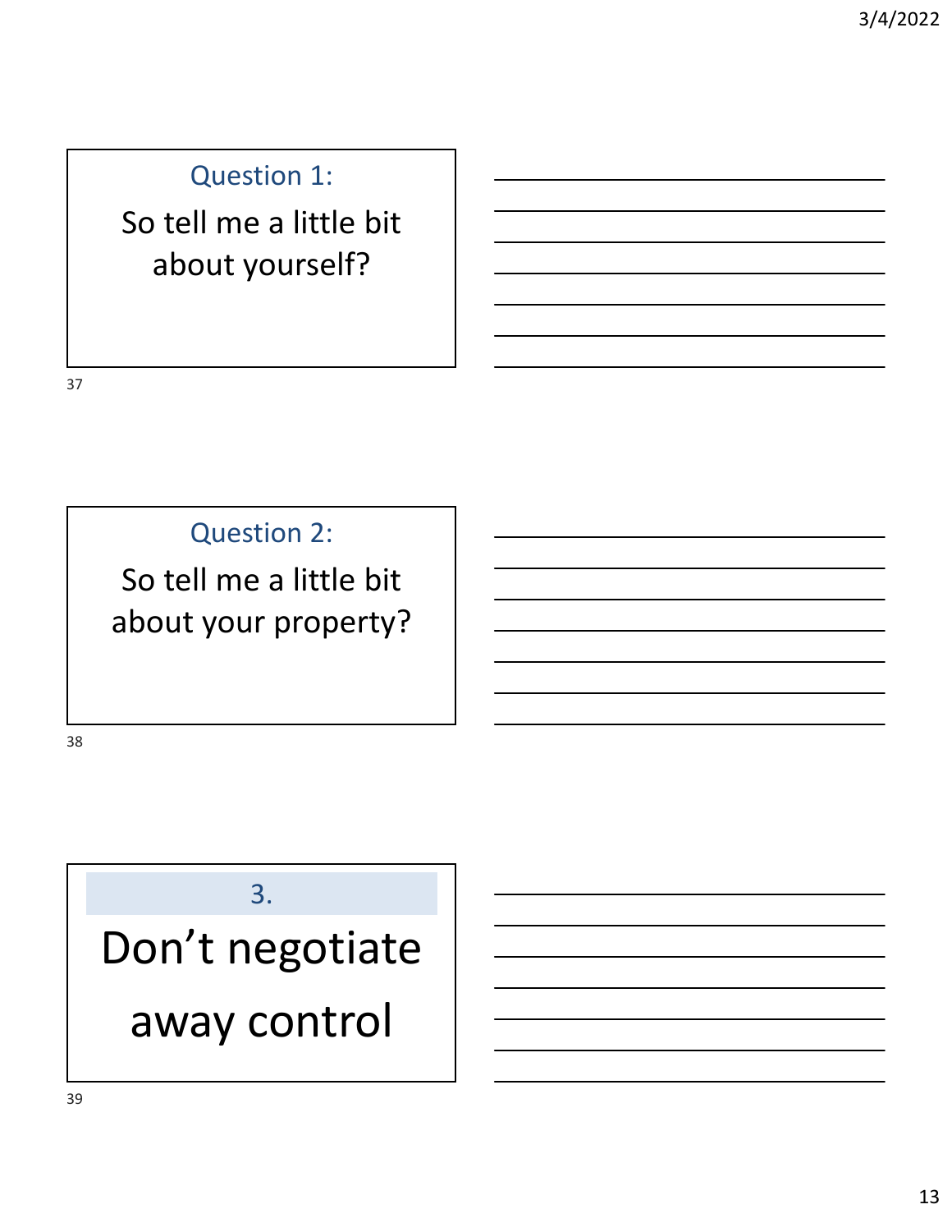## Question 1:

So tell me a little bit about yourself?

## Question 2:

So tell me a little bit about your property?

## 3.

# Don't negotiate away control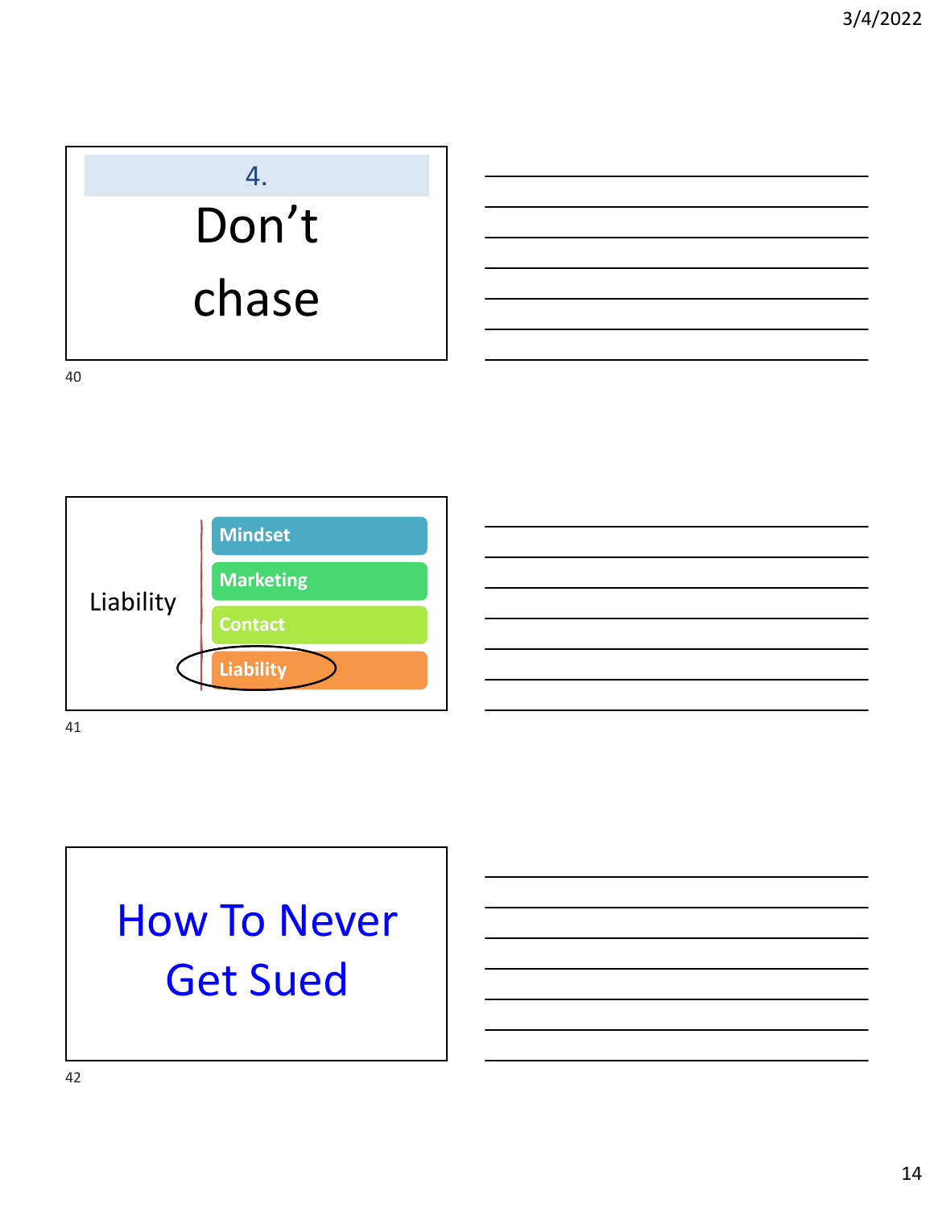4.

Don't chase

Liability

- Mindset
- Marketing
- Contact
- Liability

How To Never Get Sued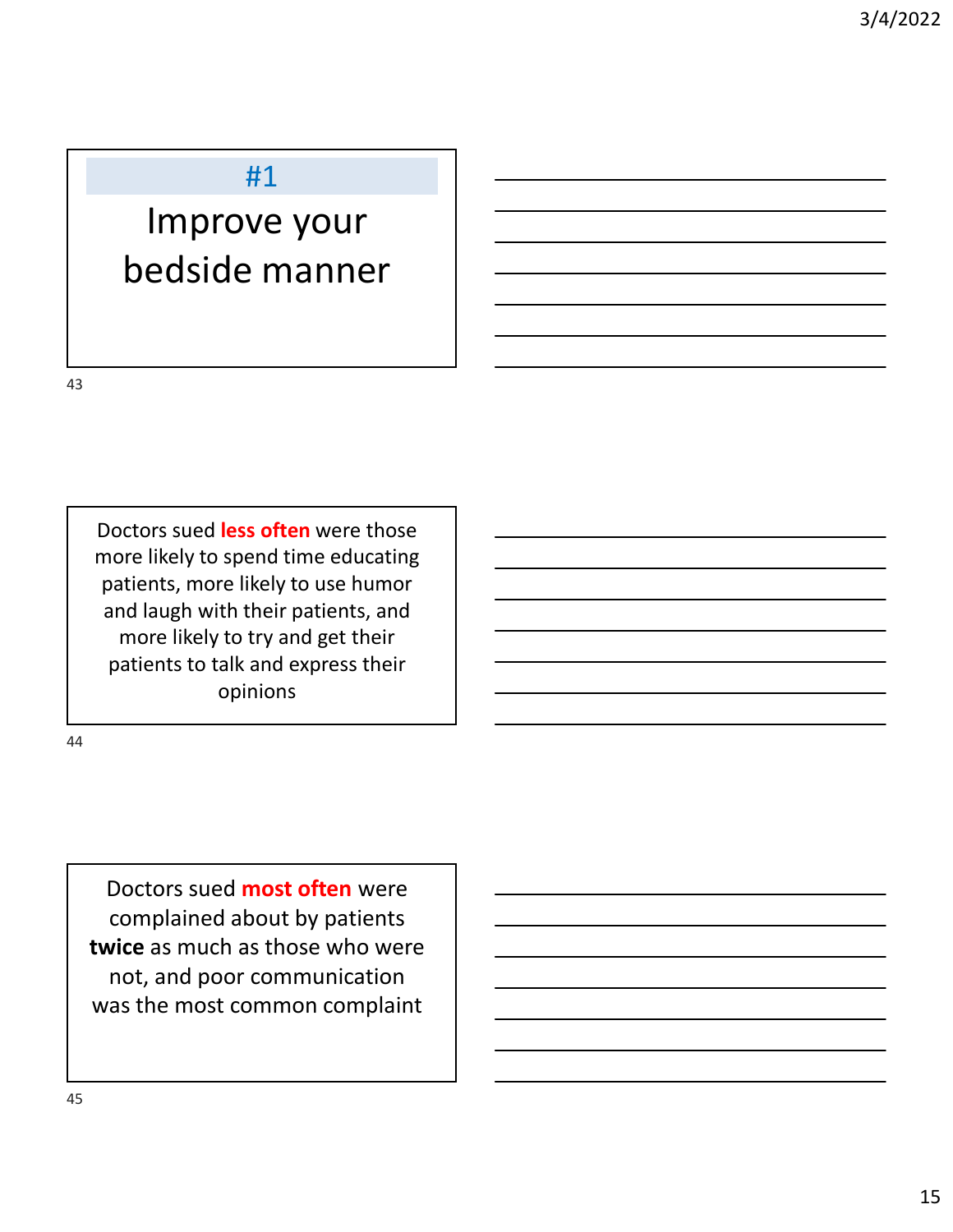## #1

# Improve your bedside manner

Doctors sued **less often** were those more likely to spend time educating patients, more likely to use humor and laugh with their patients, and more likely to try and get their patients to talk and express their opinions

Doctors sued **most often** were complained about by patients **twice** as much as those who were not, and poor communication was the most common complaint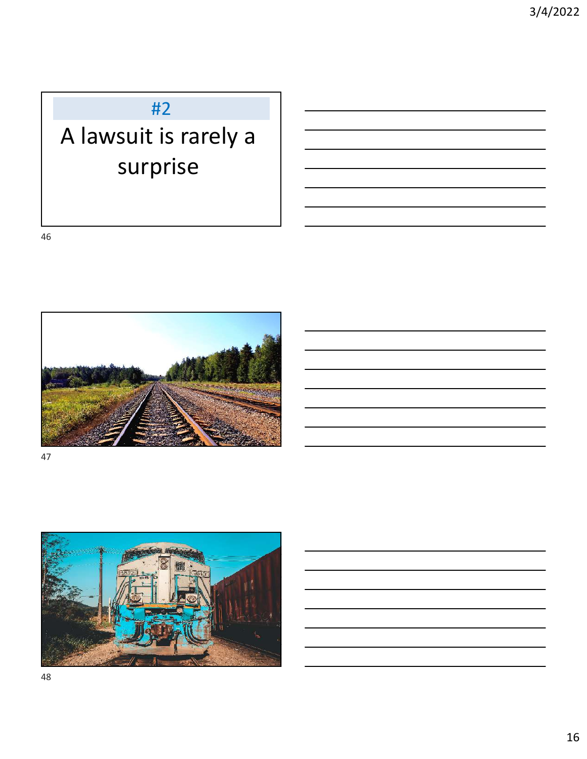#2

A lawsuit is rarely a surprise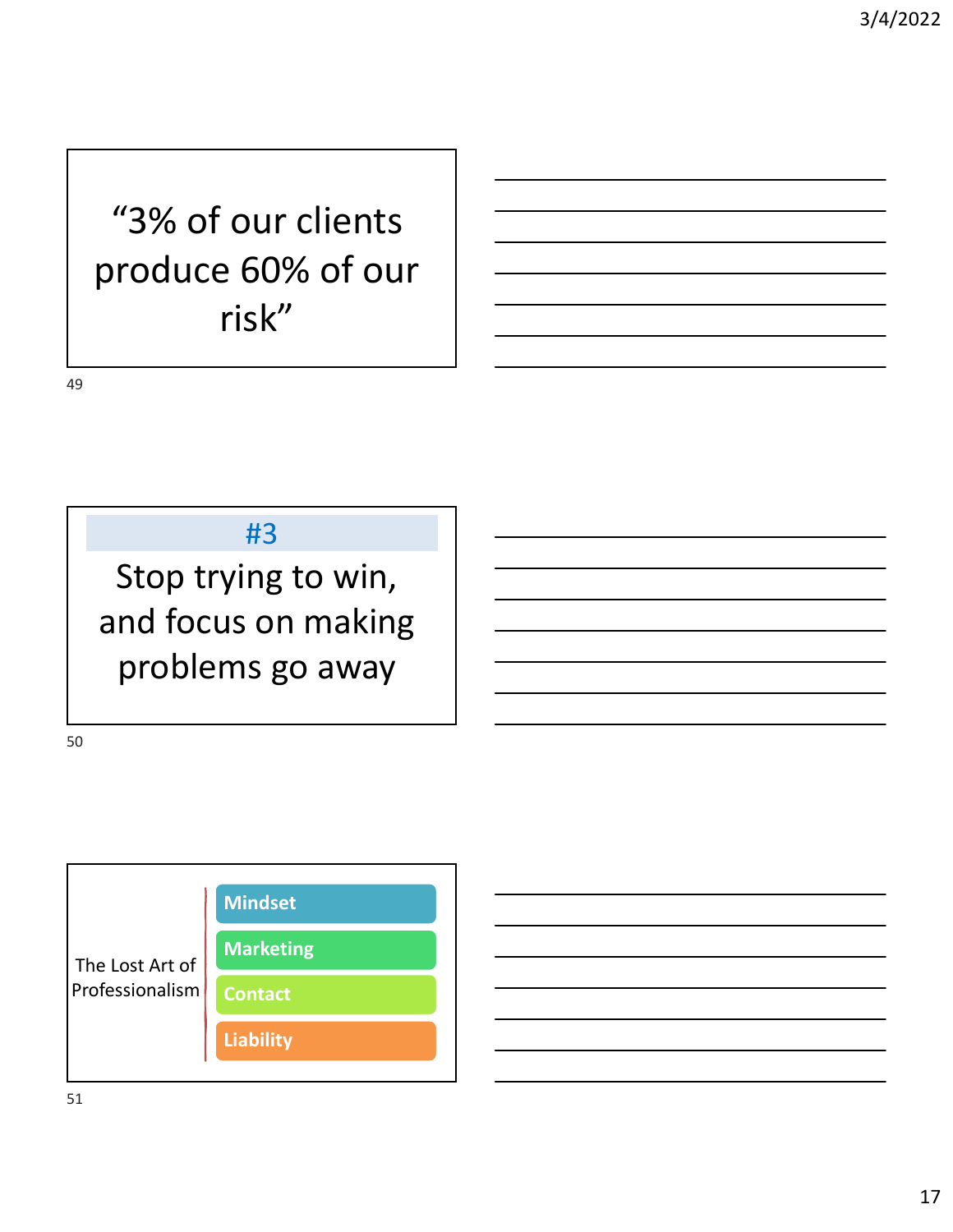"3% of our clients produce 60% of our risk"

#3

Stop trying to win, and focus on making problems go away

The Lost Art of Professionalism

- Mindset
- Marketing
- Contact
- Liability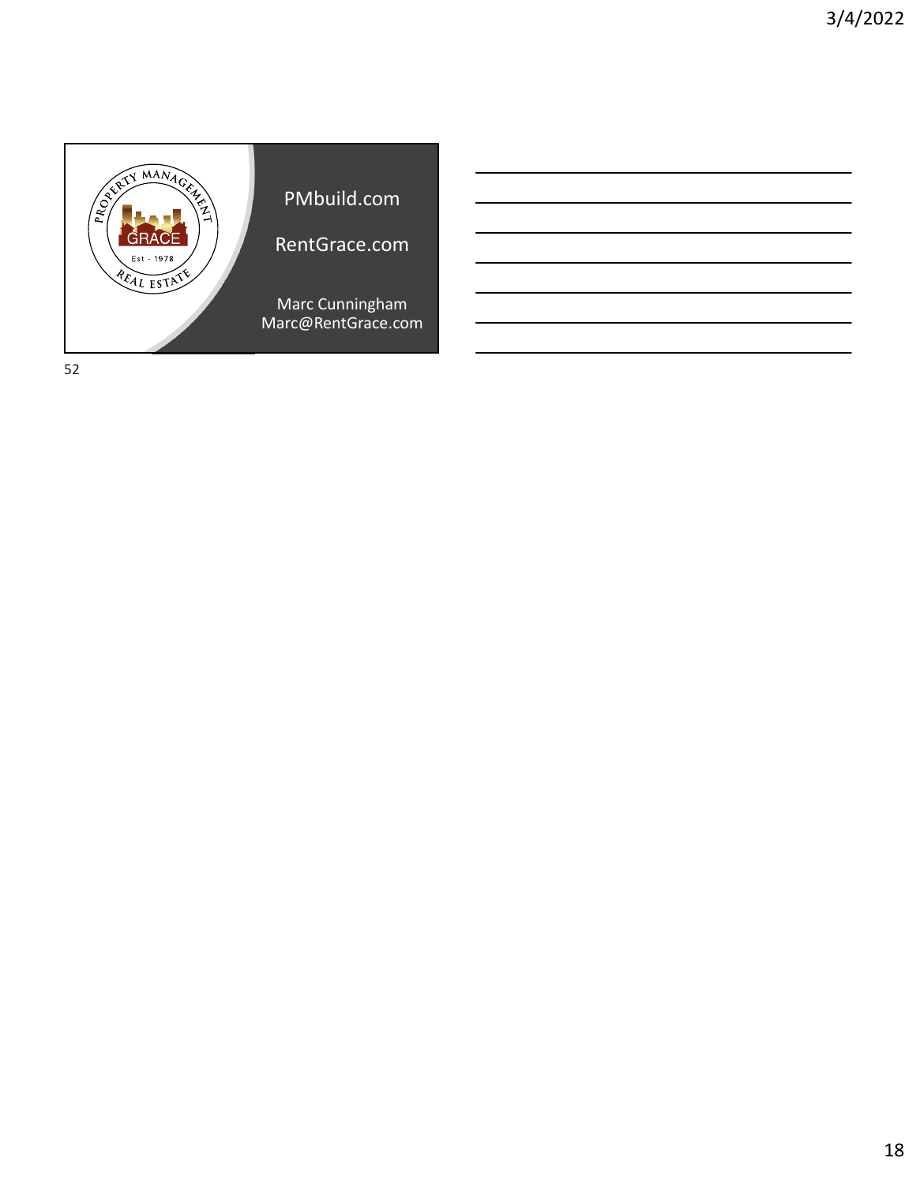PROPERTY MANAGEMENT

GRACE

Est - 1978

REAL ESTATE

PMbuild.com

RentGrace.com

Marc Cunningham
Marc@RentGrace.com